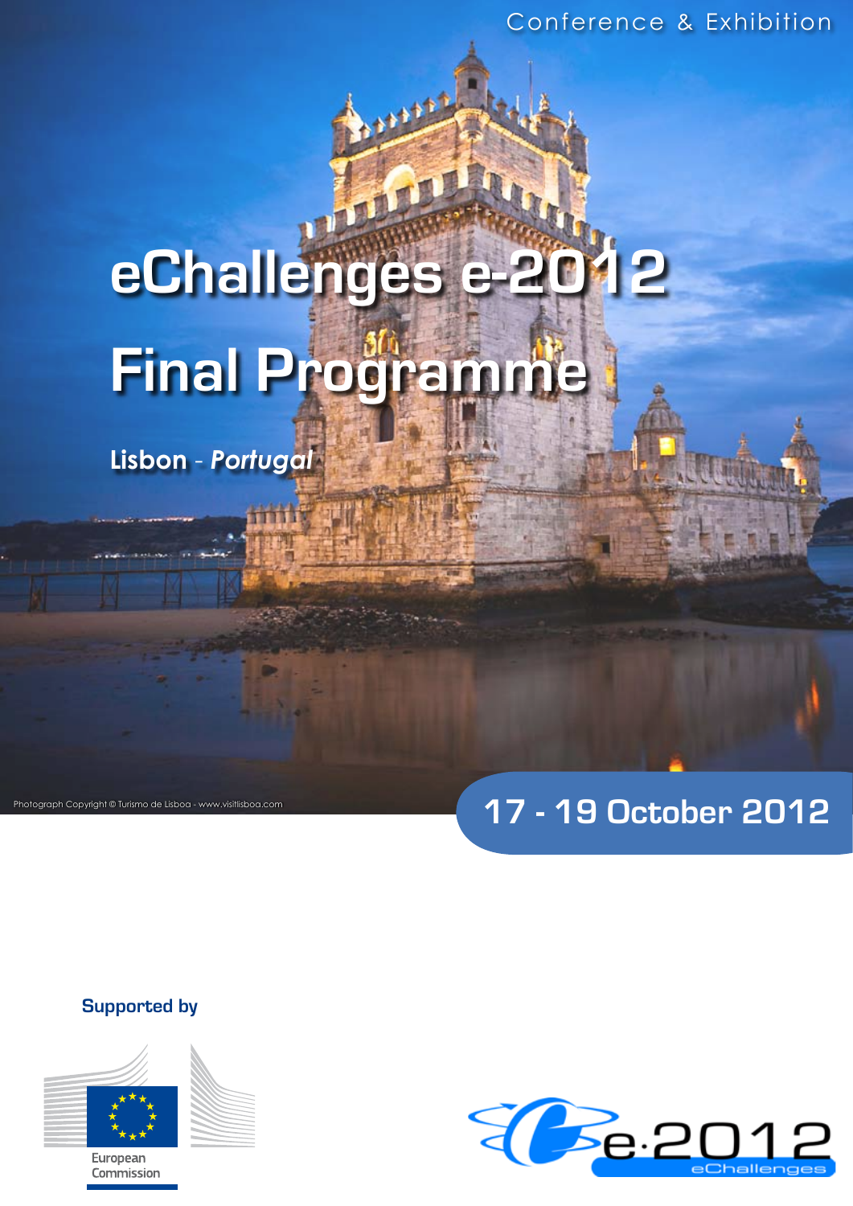Conference & Exhibition

# eChallenges e-2012 Final Programme

**Lisbon** - ***Portugal***

Photograph Copyright © Turismo de Lisboa - www.visitlisboa.com

## 17 - 19 October 2012

**Supported by**

European Commission

e-2012 eChallenges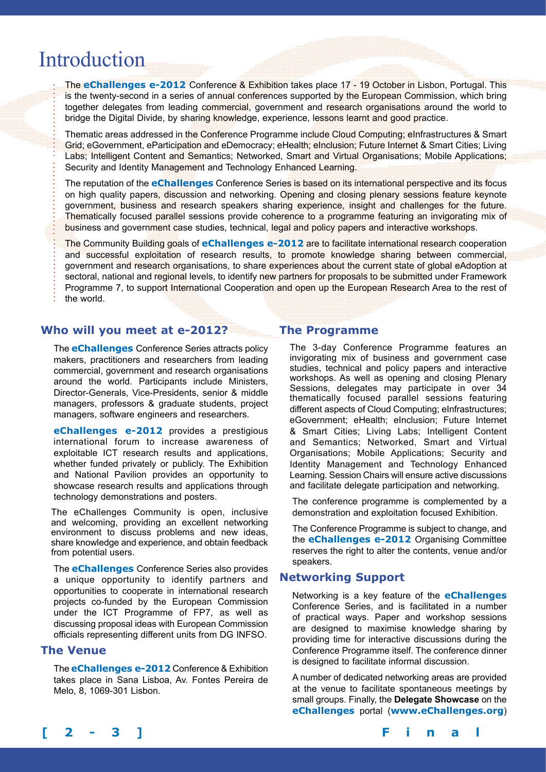# Introduction

The **eChallenges e-2012** Conference & Exhibition takes place 17 - 19 October in Lisbon, Portugal. This is the twenty-second in a series of annual conferences supported by the European Commission, which bring together delegates from leading commercial, government and research organisations around the world to bridge the Digital Divide, by sharing knowledge, experience, lessons learnt and good practice.

Thematic areas addressed in the Conference Programme include Cloud Computing; eInfrastructures & Smart Grid; eGovernment, eParticipation and eDemocracy; eHealth; eInclusion; Future Internet & Smart Cities; Living Labs; Intelligent Content and Semantics; Networked, Smart and Virtual Organisations; Mobile Applications; Security and Identity Management and Technology Enhanced Learning.

The reputation of the **eChallenges** Conference Series is based on its international perspective and its focus on high quality papers, discussion and networking. Opening and closing plenary sessions feature keynote government, business and research speakers sharing experience, insight and challenges for the future. Thematically focused parallel sessions provide coherence to a programme featuring an invigorating mix of business and government case studies, technical, legal and policy papers and interactive workshops.

The Community Building goals of **eChallenges e-2012** are to facilitate international research cooperation and successful exploitation of research results, to promote knowledge sharing between commercial, government and research organisations, to share experiences about the current state of global eAdoption at sectoral, national and regional levels, to identify new partners for proposals to be submitted under Framework Programme 7, to support International Cooperation and open up the European Research Area to the rest of the world.

## Who will you meet at e-2012?

The **eChallenges** Conference Series attracts policy makers, practitioners and researchers from leading commercial, government and research organisations around the world. Participants include Ministers, Director-Generals, Vice-Presidents, senior & middle managers, professors & graduate students, project managers, software engineers and researchers.

**eChallenges e-2012** provides a prestigious international forum to increase awareness of exploitable ICT research results and applications, whether funded privately or publicly. The Exhibition and National Pavilion provides an opportunity to showcase research results and applications through technology demonstrations and posters.

The eChallenges Community is open, inclusive and welcoming, providing an excellent networking environment to discuss problems and new ideas, share knowledge and experience, and obtain feedback from potential users.

The **eChallenges** Conference Series also provides a unique opportunity to identify partners and opportunities to cooperate in international research projects co-funded by the European Commission under the ICT Programme of FP7, as well as discussing proposal ideas with European Commission officials representing different units from DG INFSO.

## The Venue

The **eChallenges e-2012** Conference & Exhibition takes place in Sana Lisboa, Av. Fontes Pereira de Melo, 8, 1069-301 Lisbon.

## The Programme

The 3-day Conference Programme features an invigorating mix of business and government case studies, technical and policy papers and interactive workshops. As well as opening and closing Plenary Sessions, delegates may participate in over 34 thematically focused parallel sessions featuring different aspects of Cloud Computing; eInfrastructures; eGovernment; eHealth; eInclusion; Future Internet & Smart Cities; Living Labs; Intelligent Content and Semantics; Networked, Smart and Virtual Organisations; Mobile Applications; Security and Identity Management and Technology Enhanced Learning. Session Chairs will ensure active discussions and facilitate delegate participation and networking.

The conference programme is complemented by a demonstration and exploitation focused Exhibition.

The Conference Programme is subject to change, and the **eChallenges e-2012** Organising Committee reserves the right to alter the contents, venue and/or speakers.

## Networking Support

Networking is a key feature of the **eChallenges** Conference Series, and is facilitated in a number of practical ways. Paper and workshop sessions are designed to maximise knowledge sharing by providing time for interactive discussions during the Conference Programme itself. The conference dinner is designed to facilitate informal discussion.

A number of dedicated networking areas are provided at the venue to facilitate spontaneous meetings by small groups. Finally, the **Delegate Showcase** on the **eChallenges** portal (**www.eChallenges.org**)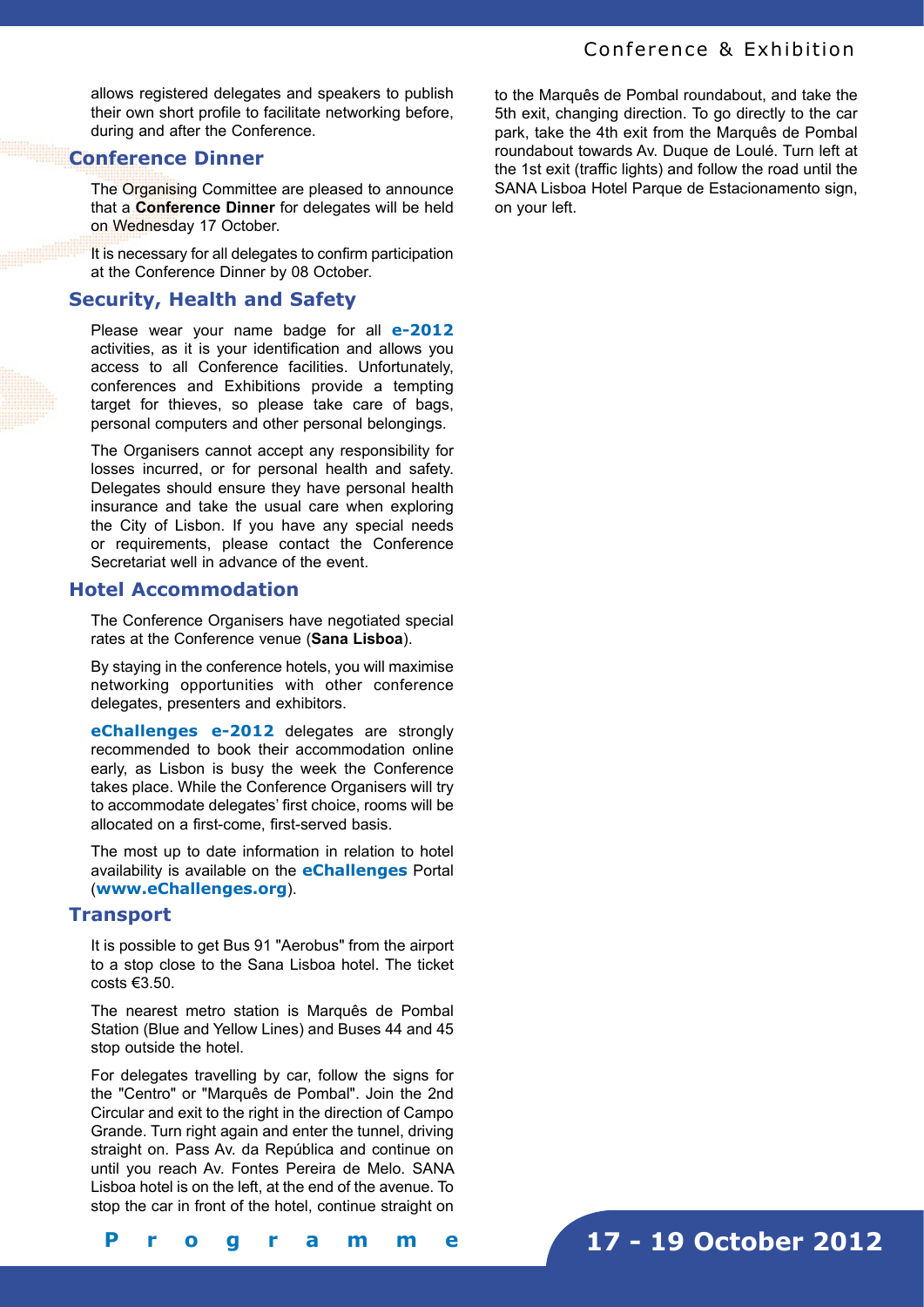allows registered delegates and speakers to publish their own short profile to facilitate networking before, during and after the Conference.

## Conference Dinner

The Organising Committee are pleased to announce that a **Conference Dinner** for delegates will be held on Wednesday 17 October.

It is necessary for all delegates to confirm participation at the Conference Dinner by 08 October.

## Security, Health and Safety

Please wear your name badge for all **e-2012** activities, as it is your identification and allows you access to all Conference facilities. Unfortunately, conferences and Exhibitions provide a tempting target for thieves, so please take care of bags, personal computers and other personal belongings.

The Organisers cannot accept any responsibility for losses incurred, or for personal health and safety. Delegates should ensure they have personal health insurance and take the usual care when exploring the City of Lisbon. If you have any special needs or requirements, please contact the Conference Secretariat well in advance of the event.

## Hotel Accommodation

The Conference Organisers have negotiated special rates at the Conference venue (**Sana Lisboa**).

By staying in the conference hotels, you will maximise networking opportunities with other conference delegates, presenters and exhibitors.

**eChallenges e-2012** delegates are strongly recommended to book their accommodation online early, as Lisbon is busy the week the Conference takes place. While the Conference Organisers will try to accommodate delegates' first choice, rooms will be allocated on a first-come, first-served basis.

The most up to date information in relation to hotel availability is available on the **eChallenges** Portal (**www.eChallenges.org**).

## Transport

It is possible to get Bus 91 "Aerobus" from the airport to a stop close to the Sana Lisboa hotel. The ticket costs €3.50.

The nearest metro station is Marquês de Pombal Station (Blue and Yellow Lines) and Buses 44 and 45 stop outside the hotel.

For delegates travelling by car, follow the signs for the "Centro" or "Marquês de Pombal". Join the 2nd Circular and exit to the right in the direction of Campo Grande. Turn right again and enter the tunnel, driving straight on. Pass Av. da República and continue on until you reach Av. Fontes Pereira de Melo. SANA Lisboa hotel is on the left, at the end of the avenue. To stop the car in front of the hotel, continue straight on to the Marquês de Pombal roundabout, and take the 5th exit, changing direction. To go directly to the car park, take the 4th exit from the Marquês de Pombal roundabout towards Av. Duque de Loulé. Turn left at the 1st exit (traffic lights) and follow the road until the SANA Lisboa Hotel Parque de Estacionamento sign, on your left.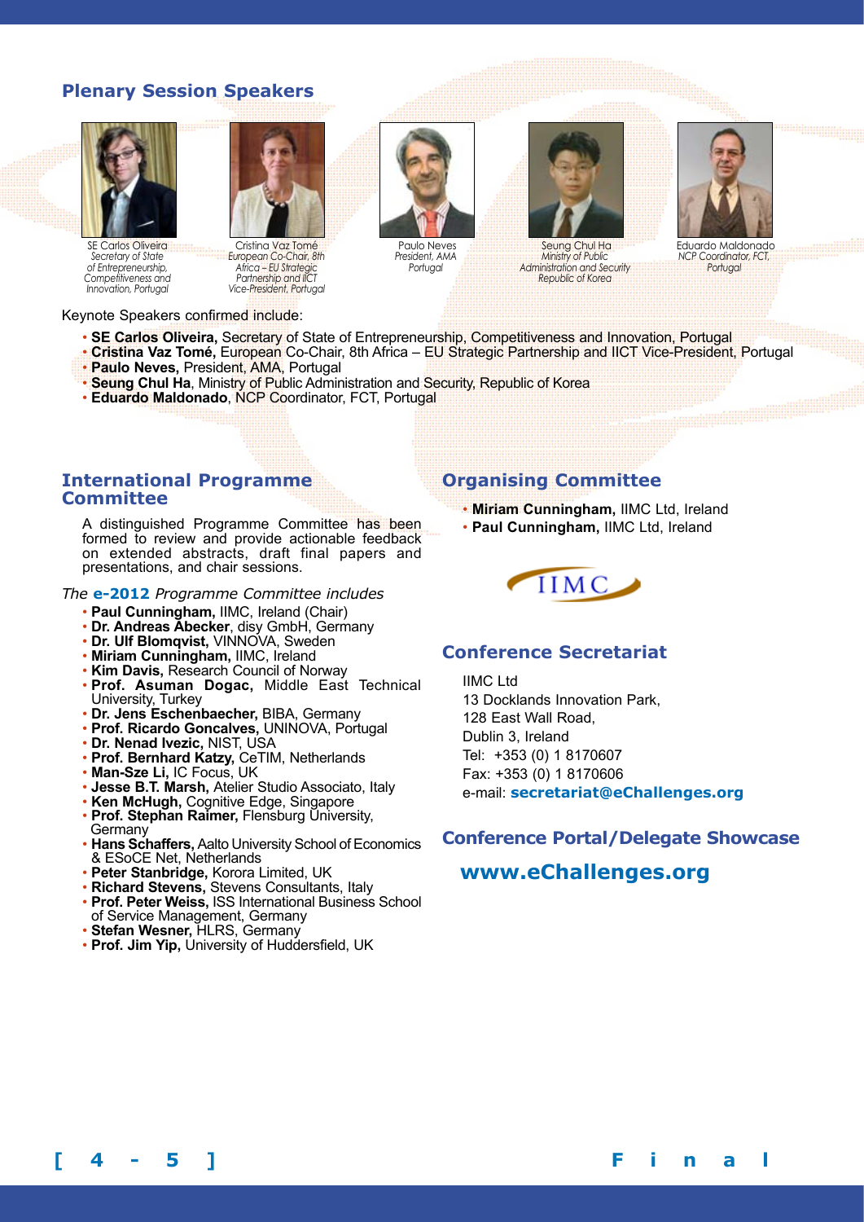## Plenary Session Speakers

SE Carlos Oliveira
*Secretary of State of Entrepreneurship, Competitiveness and Innovation, Portugal*

Cristina Vaz Tomé
*European Co-Chair, 8th Africa – EU Strategic Partnership and IICT Vice-President, Portugal*

Paulo Neves
*President, AMA Portugal*

Seung Chul Ha
*Ministry of Public Administration and Security Republic of Korea*

Eduardo Maldonado
*NCP Coordinator, FCT, Portugal*

Keynote Speakers confirmed include:

- **SE Carlos Oliveira,** Secretary of State of Entrepreneurship, Competitiveness and Innovation, Portugal
- **Cristina Vaz Tomé,** European Co-Chair, 8th Africa – EU Strategic Partnership and IICT Vice-President, Portugal
- **Paulo Neves,** President, AMA, Portugal
- **Seung Chul Ha**, Ministry of Public Administration and Security, Republic of Korea
- **Eduardo Maldonado**, NCP Coordinator, FCT, Portugal

## International Programme Committee

A distinguished Programme Committee has been formed to review and provide actionable feedback on extended abstracts, draft final papers and presentations, and chair sessions.

*The* **e-2012** *Programme Committee includes*

- **Paul Cunningham,** IIMC, Ireland (Chair)
- **Dr. Andreas Abecker**, disy GmbH, Germany
- **Dr. Ulf Blomqvist,** VINNOVA, Sweden
- **Miriam Cunningham,** IIMC, Ireland
- **Kim Davis,** Research Council of Norway
- **Prof. Asuman Dogac,** Middle East Technical University, Turkey
- **Dr. Jens Eschenbaecher,** BIBA, Germany
- **Prof. Ricardo Goncalves,** UNINOVA, Portugal
- **Dr. Nenad Ivezic,** NIST, USA
- **Prof. Bernhard Katzy,** CeTIM, Netherlands
- **Man-Sze Li,** IC Focus, UK
- **Jesse B.T. Marsh,** Atelier Studio Associato, Italy
- **Ken McHugh,** Cognitive Edge, Singapore
- **Prof. Stephan Raimer,** Flensburg University, Germany
- **Hans Schaffers,** Aalto University School of Economics & ESoCE Net, Netherlands
- **Peter Stanbridge,** Korora Limited, UK
- **Richard Stevens,** Stevens Consultants, Italy
- **Prof. Peter Weiss,** ISS International Business School of Service Management, Germany
- **Stefan Wesner,** HLRS, Germany
- **Prof. Jim Yip,** University of Huddersfield, UK

## Organising Committee

- **Miriam Cunningham,** IIMC Ltd, Ireland
- **Paul Cunningham,** IIMC Ltd, Ireland

IIMC

## Conference Secretariat

IIMC Ltd
13 Docklands Innovation Park,
128 East Wall Road,
Dublin 3, Ireland
Tel: +353 (0) 1 8170607
Fax: +353 (0) 1 8170606
e-mail: **secretariat@eChallenges.org**

## Conference Portal/Delegate Showcase

**www.eChallenges.org**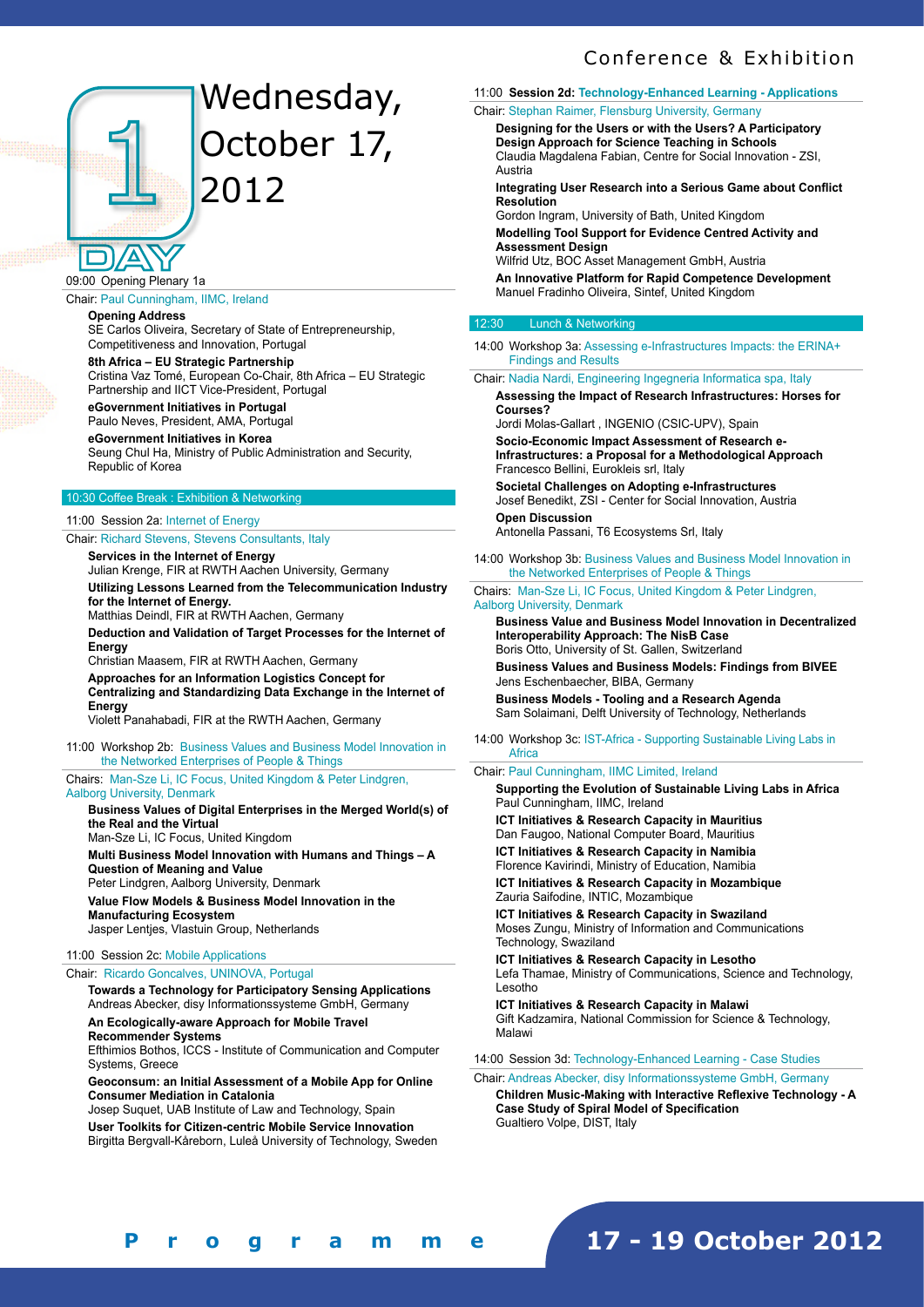# Day 1 — Wednesday, October 17, 2012

09:00 Opening Plenary 1a

Chair: Paul Cunningham, IIMC, Ireland

**Opening Address**
SE Carlos Oliveira, Secretary of State of Entrepreneurship, Competitiveness and Innovation, Portugal

**8th Africa – EU Strategic Partnership**
Cristina Vaz Tomé, European Co-Chair, 8th Africa – EU Strategic Partnership and IICT Vice-President, Portugal

**eGovernment Initiatives in Portugal**
Paulo Neves, President, AMA, Portugal

**eGovernment Initiatives in Korea**
Seung Chul Ha, Ministry of Public Administration and Security, Republic of Korea

10:30 Coffee Break : Exhibition & Networking

11:00 Session 2a: Internet of Energy

Chair: Richard Stevens, Stevens Consultants, Italy

**Services in the Internet of Energy**
Julian Krenge, FIR at RWTH Aachen University, Germany

**Utilizing Lessons Learned from the Telecommunication Industry for the Internet of Energy.**
Matthias Deindl, FIR at RWTH Aachen, Germany

**Deduction and Validation of Target Processes for the Internet of Energy**
Christian Maasem, FIR at RWTH Aachen, Germany

**Approaches for an Information Logistics Concept for Centralizing and Standardizing Data Exchange in the Internet of Energy**
Violett Panahabadi, FIR at the RWTH Aachen, Germany

11:00 Workshop 2b: Business Values and Business Model Innovation in the Networked Enterprises of People & Things

Chairs: Man-Sze Li, IC Focus, United Kingdom & Peter Lindgren, Aalborg University, Denmark

**Business Values of Digital Enterprises in the Merged World(s) of the Real and the Virtual**
Man-Sze Li, IC Focus, United Kingdom

**Multi Business Model Innovation with Humans and Things – A Question of Meaning and Value**
Peter Lindgren, Aalborg University, Denmark

**Value Flow Models & Business Model Innovation in the Manufacturing Ecosystem**
Jasper Lentjes, Vlastuin Group, Netherlands

11:00 Session 2c: Mobile Applications

Chair: Ricardo Goncalves, UNINOVA, Portugal

**Towards a Technology for Participatory Sensing Applications**
Andreas Abecker, disy Informationssysteme GmbH, Germany

**An Ecologically-aware Approach for Mobile Travel Recommender Systems**
Efthimios Bothos, ICCS - Institute of Communication and Computer Systems, Greece

**Geoconsum: an Initial Assessment of a Mobile App for Online Consumer Mediation in Catalonia**
Josep Suquet, UAB Institute of Law and Technology, Spain

**User Toolkits for Citizen-centric Mobile Service Innovation**
Birgitta Bergvall-Kåreborn, Luleå University of Technology, Sweden

11:00 **Session 2d: Technology-Enhanced Learning - Applications**

Chair: Stephan Raimer, Flensburg University, Germany

**Designing for the Users or with the Users? A Participatory Design Approach for Science Teaching in Schools**
Claudia Magdalena Fabian, Centre for Social Innovation - ZSI, Austria

**Integrating User Research into a Serious Game about Conflict Resolution**
Gordon Ingram, University of Bath, United Kingdom

**Modelling Tool Support for Evidence Centred Activity and Assessment Design**
Wilfrid Utz, BOC Asset Management GmbH, Austria

**An Innovative Platform for Rapid Competence Development**
Manuel Fradinho Oliveira, Sintef, United Kingdom

12:30 Lunch & Networking

14:00 Workshop 3a: Assessing e-Infrastructures Impacts: the ERINA+ Findings and Results

Chair: Nadia Nardi, Engineering Ingegneria Informatica spa, Italy

**Assessing the Impact of Research Infrastructures: Horses for Courses?**
Jordi Molas-Gallart , INGENIO (CSIC-UPV), Spain

**Socio-Economic Impact Assessment of Research e-Infrastructures: a Proposal for a Methodological Approach**
Francesco Bellini, Eurokleis srl, Italy

**Societal Challenges on Adopting e-Infrastructures**
Josef Benedikt, ZSI - Center for Social Innovation, Austria

**Open Discussion**
Antonella Passani, T6 Ecosystems Srl, Italy

14:00 Workshop 3b: Business Values and Business Model Innovation in the Networked Enterprises of People & Things

Chairs: Man-Sze Li, IC Focus, United Kingdom & Peter Lindgren, Aalborg University, Denmark

**Business Value and Business Model Innovation in Decentralized Interoperability Approach: The NisB Case**
Boris Otto, University of St. Gallen, Switzerland

**Business Values and Business Models: Findings from BIVEE**
Jens Eschenbaecher, BIBA, Germany

**Business Models - Tooling and a Research Agenda**
Sam Solaimani, Delft University of Technology, Netherlands

14:00 Workshop 3c: IST-Africa - Supporting Sustainable Living Labs in Africa

Chair: Paul Cunningham, IIMC Limited, Ireland

**Supporting the Evolution of Sustainable Living Labs in Africa**
Paul Cunningham, IIMC, Ireland

**ICT Initiatives & Research Capacity in Mauritius**
Dan Faugoo, National Computer Board, Mauritius

**ICT Initiatives & Research Capacity in Namibia**
Florence Kavirindi, Ministry of Education, Namibia

**ICT Initiatives & Research Capacity in Mozambique**
Zauria Saifodine, INTIC, Mozambique

**ICT Initiatives & Research Capacity in Swaziland**
Moses Zungu, Ministry of Information and Communications Technology, Swaziland

**ICT Initiatives & Research Capacity in Lesotho**
Lefa Thamae, Ministry of Communications, Science and Technology, Lesotho

**ICT Initiatives & Research Capacity in Malawi**
Gift Kadzamira, National Commission for Science & Technology, Malawi

14:00 Session 3d: Technology-Enhanced Learning - Case Studies

Chair: Andreas Abecker, disy Informationssysteme GmbH, Germany

**Children Music-Making with Interactive Reflexive Technology - A Case Study of Spiral Model of Specification**
Gualtiero Volpe, DIST, Italy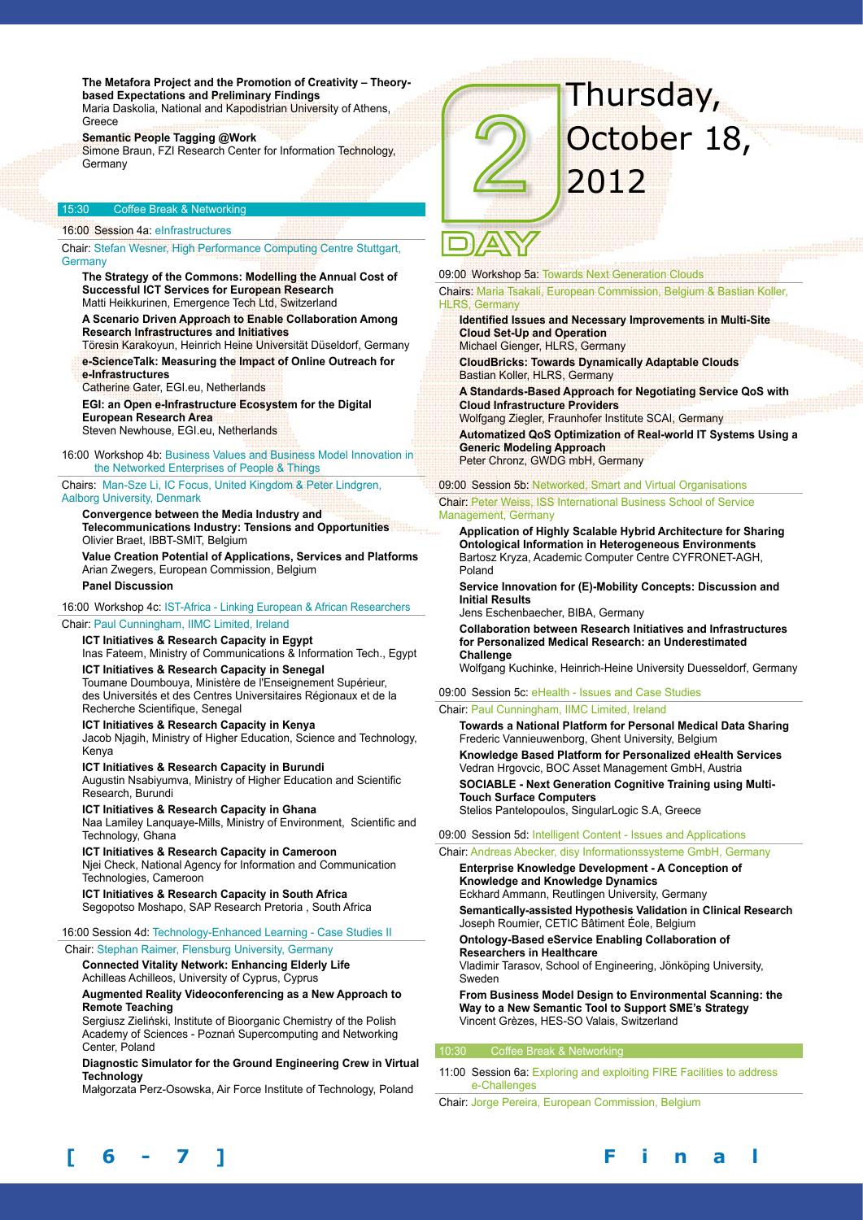**The Metafora Project and the Promotion of Creativity – Theory-based Expectations and Preliminary Findings**
Maria Daskolia, National and Kapodistrian University of Athens, Greece

**Semantic People Tagging @Work**
Simone Braun, FZI Research Center for Information Technology, Germany

15:30 Coffee Break & Networking

16:00 Session 4a: eInfrastructures

Chair: Stefan Wesner, High Performance Computing Centre Stuttgart, Germany

**The Strategy of the Commons: Modelling the Annual Cost of Successful ICT Services for European Research**
Matti Heikkurinen, Emergence Tech Ltd, Switzerland

**A Scenario Driven Approach to Enable Collaboration Among Research Infrastructures and Initiatives**
Töresin Karakoyun, Heinrich Heine Universität Düseldorf, Germany

**e-ScienceTalk: Measuring the Impact of Online Outreach for e-Infrastructures**
Catherine Gater, EGI.eu, Netherlands

**EGI: an Open e-Infrastructure Ecosystem for the Digital European Research Area**
Steven Newhouse, EGI.eu, Netherlands

16:00 Workshop 4b: Business Values and Business Model Innovation in the Networked Enterprises of People & Things

Chairs: Man-Sze Li, IC Focus, United Kingdom & Peter Lindgren, Aalborg University, Denmark

**Convergence between the Media Industry and Telecommunications Industry: Tensions and Opportunities**
Olivier Braet, IBBT-SMIT, Belgium

**Value Creation Potential of Applications, Services and Platforms**
Arian Zwegers, European Commission, Belgium

**Panel Discussion**

16:00 Workshop 4c: IST-Africa - Linking European & African Researchers

Chair: Paul Cunningham, IIMC Limited, Ireland

**ICT Initiatives & Research Capacity in Egypt**
Inas Fateem, Ministry of Communications & Information Tech., Egypt

**ICT Initiatives & Research Capacity in Senegal**
Toumane Doumbouya, Ministère de l'Enseignement Supérieur, des Universités et des Centres Universitaires Régionaux et de la Recherche Scientifique, Senegal

**ICT Initiatives & Research Capacity in Kenya**
Jacob Njagih, Ministry of Higher Education, Science and Technology, Kenya

**ICT Initiatives & Research Capacity in Burundi**
Augustin Nsabiyumva, Ministry of Higher Education and Scientific Research, Burundi

**ICT Initiatives & Research Capacity in Ghana**
Naa Lamiley Lanquaye-Mills, Ministry of Environment, Scientific and Technology, Ghana

**ICT Initiatives & Research Capacity in Cameroon**
Njei Check, National Agency for Information and Communication Technologies, Cameroon

**ICT Initiatives & Research Capacity in South Africa**
Segopotso Moshapo, SAP Research Pretoria , South Africa

16:00 Session 4d: Technology-Enhanced Learning - Case Studies II

Chair: Stephan Raimer, Flensburg University, Germany

**Connected Vitality Network: Enhancing Elderly Life**
Achilleas Achilleos, University of Cyprus, Cyprus

**Augmented Reality Videoconferencing as a New Approach to Remote Teaching**
Sergiusz Zieliński, Institute of Bioorganic Chemistry of the Polish Academy of Sciences - Poznań Supercomputing and Networking Center, Poland

**Diagnostic Simulator for the Ground Engineering Crew in Virtual Technology**
Małgorzata Perz-Osowska, Air Force Institute of Technology, Poland

# DAY 2 Thursday, October 18, 2012

09:00 Workshop 5a: Towards Next Generation Clouds

Chairs: Maria Tsakali, European Commission, Belgium & Bastian Koller, HLRS, Germany

**Identified Issues and Necessary Improvements in Multi-Site Cloud Set-Up and Operation**
Michael Gienger, HLRS, Germany

**CloudBricks: Towards Dynamically Adaptable Clouds**
Bastian Koller, HLRS, Germany

**A Standards-Based Approach for Negotiating Service QoS with Cloud Infrastructure Providers**
Wolfgang Ziegler, Fraunhofer Institute SCAI, Germany

**Automatized QoS Optimization of Real-world IT Systems Using a Generic Modeling Approach**
Peter Chronz, GWDG mbH, Germany

09:00 Session 5b: Networked, Smart and Virtual Organisations

Chair: Peter Weiss, ISS International Business School of Service Management, Germany

**Application of Highly Scalable Hybrid Architecture for Sharing Ontological Information in Heterogeneous Environments**
Bartosz Kryza, Academic Computer Centre CYFRONET-AGH, Poland

**Service Innovation for (E)-Mobility Concepts: Discussion and Initial Results**
Jens Eschenbaecher, BIBA, Germany

**Collaboration between Research Initiatives and Infrastructures for Personalized Medical Research: an Underestimated Challenge**
Wolfgang Kuchinke, Heinrich-Heine University Duesseldorf, Germany

09:00 Session 5c: eHealth - Issues and Case Studies

Chair: Paul Cunningham, IIMC Limited, Ireland

**Towards a National Platform for Personal Medical Data Sharing**
Frederic Vannieuwenborg, Ghent University, Belgium

**Knowledge Based Platform for Personalized eHealth Services**
Vedran Hrgovcic, BOC Asset Management GmbH, Austria

**SOCIABLE - Next Generation Cognitive Training using Multi-Touch Surface Computers**
Stelios Pantelopoulos, SingularLogic S.A, Greece

09:00 Session 5d: Intelligent Content - Issues and Applications

Chair: Andreas Abecker, disy Informationssysteme GmbH, Germany

**Enterprise Knowledge Development - A Conception of Knowledge and Knowledge Dynamics**
Eckhard Ammann, Reutlingen University, Germany

**Semantically-assisted Hypothesis Validation in Clinical Research**
Joseph Roumier, CETIC Bâtiment Éole, Belgium

**Ontology-Based eService Enabling Collaboration of Researchers in Healthcare**
Vladimir Tarasov, School of Engineering, Jönköping University, Sweden

**From Business Model Design to Environmental Scanning: the Way to a New Semantic Tool to Support SME's Strategy**
Vincent Grèzes, HES-SO Valais, Switzerland

10:30 Coffee Break & Networking

11:00 Session 6a: Exploring and exploiting FIRE Facilities to address e-Challenges

Chair: Jorge Pereira, European Commission, Belgium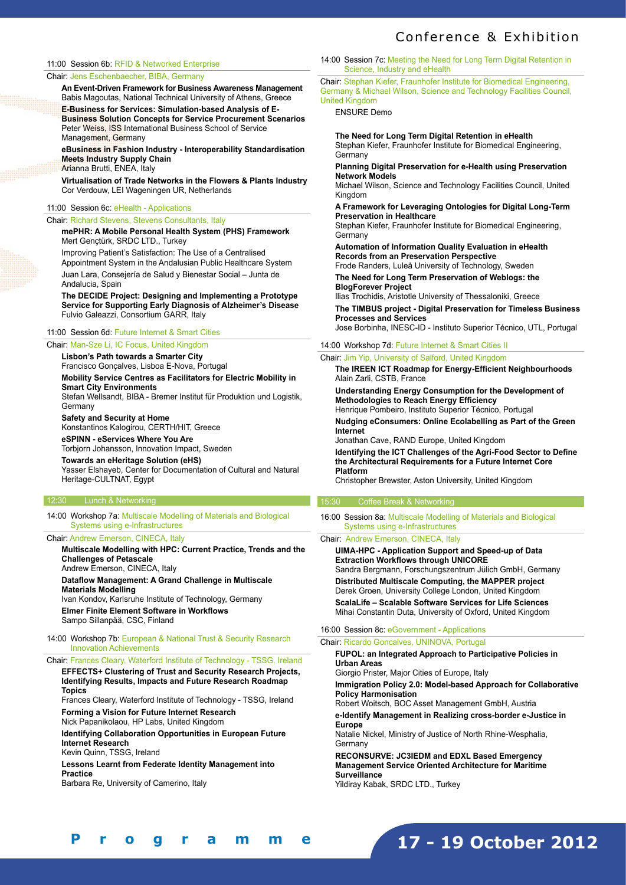### 11:00 Session 6b: RFID & Networked Enterprise

Chair: Jens Eschenbaecher, BIBA, Germany

**An Event-Driven Framework for Business Awareness Management**
Babis Magoutas, National Technical University of Athens, Greece

**E-Business for Services: Simulation-based Analysis of E-Business Solution Concepts for Service Procurement Scenarios**
Peter Weiss, ISS International Business School of Service Management, Germany

**eBusiness in Fashion Industry - Interoperability Standardisation Meets Industry Supply Chain**
Arianna Brutti, ENEA, Italy

**Virtualisation of Trade Networks in the Flowers & Plants Industry**
Cor Verdouw, LEI Wageningen UR, Netherlands

### 11:00 Session 6c: eHealth - Applications

Chair: Richard Stevens, Stevens Consultants, Italy

**mePHR: A Mobile Personal Health System (PHS) Framework**
Mert Gençtürk, SRDC LTD., Turkey

Improving Patient's Satisfaction: The Use of a Centralised Appointment System in the Andalusian Public Healthcare System
Juan Lara, Consejería de Salud y Bienestar Social – Junta de Andalucia, Spain

**The DECIDE Project: Designing and Implementing a Prototype Service for Supporting Early Diagnosis of Alzheimer's Disease**
Fulvio Galeazzi, Consortium GARR, Italy

### 11:00 Session 6d: Future Internet & Smart Cities

Chair: Man-Sze Li, IC Focus, United Kingdom

**Lisbon's Path towards a Smarter City**
Francisco Gonçalves, Lisboa E-Nova, Portugal

**Mobility Service Centres as Facilitators for Electric Mobility in Smart City Environments**
Stefan Wellsandt, BIBA - Bremer Institut für Produktion und Logistik, Germany

**Safety and Security at Home**
Konstantinos Kalogirou, CERTH/HIT, Greece

**eSPINN - eServices Where You Are**
Torbjorn Johansson, Innovation Impact, Sweden

**Towards an eHeritage Solution (eHS)**
Yasser Elshayeb, Center for Documentation of Cultural and Natural Heritage-CULTNAT, Egypt

### 12:30 Lunch & Networking

### 14:00 Workshop 7a: Multiscale Modelling of Materials and Biological Systems using e-Infrastructures

Chair: Andrew Emerson, CINECA, Italy

**Multiscale Modelling with HPC: Current Practice, Trends and the Challenges of Petascale**
Andrew Emerson, CINECA, Italy

**Dataflow Management: A Grand Challenge in Multiscale Materials Modelling**
Ivan Kondov, Karlsruhe Institute of Technology, Germany

**Elmer Finite Element Software in Workflows**
Sampo Sillanpää, CSC, Finland

### 14:00 Workshop 7b: European & National Trust & Security Research Innovation Achievements

Chair: Frances Cleary, Waterford Institute of Technology - TSSG, Ireland

**EFFECTS+ Clustering of Trust and Security Research Projects, Identifying Results, Impacts and Future Research Roadmap Topics**
Frances Cleary, Waterford Institute of Technology - TSSG, Ireland

**Forming a Vision for Future Internet Research**
Nick Papanikolaou, HP Labs, United Kingdom

**Identifying Collaboration Opportunities in European Future Internet Research**
Kevin Quinn, TSSG, Ireland

**Lessons Learnt from Federate Identity Management into Practice**
Barbara Re, University of Camerino, Italy

### 14:00 Session 7c: Meeting the Need for Long Term Digital Retention in Science, Industry and eHealth

Chair: Stephan Kiefer, Fraunhofer Institute for Biomedical Engineering, Germany & Michael Wilson, Science and Technology Facilities Council, United Kingdom

ENSURE Demo

**The Need for Long Term Digital Retention in eHealth**
Stephan Kiefer, Fraunhofer Institute for Biomedical Engineering, Germany

**Planning Digital Preservation for e-Health using Preservation Network Models**
Michael Wilson, Science and Technology Facilities Council, United Kingdom

**A Framework for Leveraging Ontologies for Digital Long-Term Preservation in Healthcare**
Stephan Kiefer, Fraunhofer Institute for Biomedical Engineering, Germany

**Automation of Information Quality Evaluation in eHealth Records from an Preservation Perspective**
Frode Randers, Luleå University of Technology, Sweden

**The Need for Long Term Preservation of Weblogs: the BlogForever Project**
Ilias Trochidis, Aristotle University of Thessaloniki, Greece

**The TIMBUS project - Digital Preservation for Timeless Business Processes and Services**
Jose Borbinha, INESC-ID - Instituto Superior Técnico, UTL, Portugal

### 14:00 Workshop 7d: Future Internet & Smart Cities II

Chair: Jim Yip, University of Salford, United Kingdom

**The IREEN ICT Roadmap for Energy-Efficient Neighbourhoods**
Alain Zarli, CSTB, France

**Understanding Energy Consumption for the Development of Methodologies to Reach Energy Efficiency**
Henrique Pombeiro, Instituto Superior Técnico, Portugal

**Nudging eConsumers: Online Ecolabelling as Part of the Green Internet**
Jonathan Cave, RAND Europe, United Kingdom

**Identifying the ICT Challenges of the Agri-Food Sector to Define the Architectural Requirements for a Future Internet Core Platform**
Christopher Brewster, Aston University, United Kingdom

### 15:30 Coffee Break & Networking

### 16:00 Session 8a: Multiscale Modelling of Materials and Biological Systems using e-Infrastructures

Chair: Andrew Emerson, CINECA, Italy

**UIMA-HPC - Application Support and Speed-up of Data Extraction Workflows through UNICORE**
Sandra Bergmann, Forschungszentrum Jülich GmbH, Germany

**Distributed Multiscale Computing, the MAPPER project**
Derek Groen, University College London, United Kingdom

**ScalaLife – Scalable Software Services for Life Sciences**
Mihai Constantin Duta, University of Oxford, United Kingdom

### 16:00 Session 8c: eGovernment - Applications

Chair: Ricardo Goncalves, UNINOVA, Portugal

**FUPOL: an Integrated Approach to Participative Policies in Urban Areas**
Giorgio Prister, Major Cities of Europe, Italy

**Immigration Policy 2.0: Model-based Approach for Collaborative Policy Harmonisation**
Robert Woitsch, BOC Asset Management GmbH, Austria

**e-Identify Management in Realizing cross-border e-Justice in Europe**
Natalie Nickel, Ministry of Justice of North Rhine-Wesphalia, Germany

**RECONSURVE: JC3IEDM and EDXL Based Emergency Management Service Oriented Architecture for Maritime Surveillance**
Yildiray Kabak, SRDC LTD., Turkey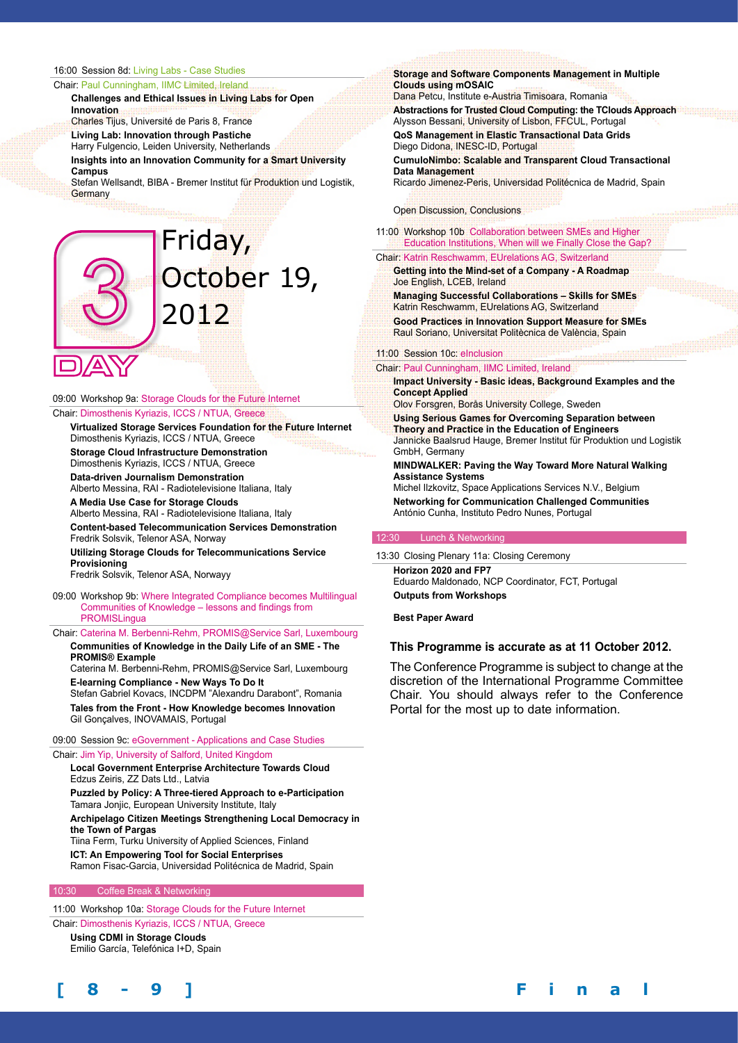16:00 Session 8d: Living Labs - Case Studies

Chair: Paul Cunningham, IIMC Limited, Ireland

**Challenges and Ethical Issues in Living Labs for Open Innovation**
Charles Tijus, Université de Paris 8, France

**Living Lab: Innovation through Pastiche**
Harry Fulgencio, Leiden University, Netherlands

**Insights into an Innovation Community for a Smart University Campus**
Stefan Wellsandt, BIBA - Bremer Institut für Produktion und Logistik, Germany

# 3 DAY Friday, October 19, 2012

09:00 Workshop 9a: Storage Clouds for the Future Internet

Chair: Dimosthenis Kyriazis, ICCS / NTUA, Greece

**Virtualized Storage Services Foundation for the Future Internet**
Dimosthenis Kyriazis, ICCS / NTUA, Greece

**Storage Cloud Infrastructure Demonstration**
Dimosthenis Kyriazis, ICCS / NTUA, Greece

**Data-driven Journalism Demonstration**
Alberto Messina, RAI - Radiotelevisione Italiana, Italy

**A Media Use Case for Storage Clouds**
Alberto Messina, RAI - Radiotelevisione Italiana, Italy

**Content-based Telecommunication Services Demonstration**
Fredrik Solsvik, Telenor ASA, Norway

**Utilizing Storage Clouds for Telecommunications Service Provisioning**
Fredrik Solsvik, Telenor ASA, Norwayy

09:00 Workshop 9b: Where Integrated Compliance becomes Multilingual Communities of Knowledge – lessons and findings from PROMISLingua

Chair: Caterina M. Berbenni-Rehm, PROMIS@Service Sarl, Luxembourg

**Communities of Knowledge in the Daily Life of an SME - The PROMIS® Example**
Caterina M. Berbenni-Rehm, PROMIS@Service Sarl, Luxembourg

**E-learning Compliance - New Ways To Do It**
Stefan Gabriel Kovacs, INCDPM "Alexandru Darabont", Romania

**Tales from the Front - How Knowledge becomes Innovation**
Gil Gonçalves, INOVAMAIS, Portugal

09:00 Session 9c: eGovernment - Applications and Case Studies

Chair: Jim Yip, University of Salford, United Kingdom

**Local Government Enterprise Architecture Towards Cloud**
Edzus Zeiris, ZZ Dats Ltd., Latvia

**Puzzled by Policy: A Three-tiered Approach to e-Participation**
Tamara Jonjic, European University Institute, Italy

**Archipelago Citizen Meetings Strengthening Local Democracy in the Town of Pargas**
Tiina Ferm, Turku University of Applied Sciences, Finland

**ICT: An Empowering Tool for Social Enterprises**
Ramon Fisac-Garcia, Universidad Politécnica de Madrid, Spain

10:30 Coffee Break & Networking

11:00 Workshop 10a: Storage Clouds for the Future Internet

Chair: Dimosthenis Kyriazis, ICCS / NTUA, Greece

**Using CDMI in Storage Clouds**
Emilio García, Telefónica I+D, Spain

**Storage and Software Components Management in Multiple Clouds using mOSAIC**
Dana Petcu, Institute e-Austria Timisoara, Romania

**Abstractions for Trusted Cloud Computing: the TClouds Approach**
Alysson Bessani, University of Lisbon, FFCUL, Portugal

**QoS Management in Elastic Transactional Data Grids**
Diego Didona, INESC-ID, Portugal

**CumuloNimbo: Scalable and Transparent Cloud Transactional Data Management**
Ricardo Jimenez-Peris, Universidad Politécnica de Madrid, Spain

Open Discussion, Conclusions

11:00 Workshop 10b Collaboration between SMEs and Higher Education Institutions, When will we Finally Close the Gap?

Chair: Katrin Reschwamm, EUrelations AG, Switzerland

**Getting into the Mind-set of a Company - A Roadmap**
Joe English, LCEB, Ireland

**Managing Successful Collaborations – Skills for SMEs**
Katrin Reschwamm, EUrelations AG, Switzerland

**Good Practices in Innovation Support Measure for SMEs**
Raul Soriano, Universitat Politècnica de València, Spain

11:00 Session 10c: eInclusion

Chair: Paul Cunningham, IIMC Limited, Ireland

**Impact University - Basic ideas, Background Examples and the Concept Applied**
Olov Forsgren, Borås University College, Sweden

**Using Serious Games for Overcoming Separation between Theory and Practice in the Education of Engineers**
Jannicke Baalsrud Hauge, Bremer Institut für Produktion und Logistik GmbH, Germany

**MINDWALKER: Paving the Way Toward More Natural Walking Assistance Systems**
Michel Ilzkovitz, Space Applications Services N.V., Belgium

**Networking for Communication Challenged Communities**
António Cunha, Instituto Pedro Nunes, Portugal

12:30 Lunch & Networking

13:30 Closing Plenary 11a: Closing Ceremony

**Horizon 2020 and FP7**
Eduardo Maldonado, NCP Coordinator, FCT, Portugal

**Outputs from Workshops**

**Best Paper Award**

**This Programme is accurate as at 11 October 2012.**

The Conference Programme is subject to change at the discretion of the International Programme Committee Chair. You should always refer to the Conference Portal for the most up to date information.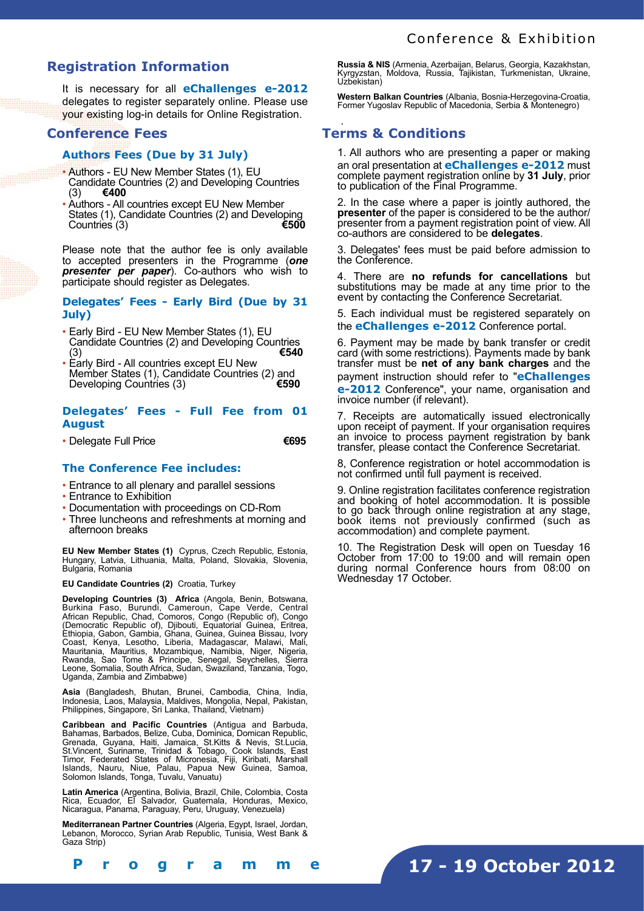## Registration Information

It is necessary for all **eChallenges e-2012** delegates to register separately online. Please use your existing log-in details for Online Registration.

## Conference Fees

### Authors Fees (Due by 31 July)

- Authors - EU New Member States (1), EU Candidate Countries (2) and Developing Countries (3) **€400**
- Authors - All countries except EU New Member States (1), Candidate Countries (2) and Developing Countries (3) **€500**

Please note that the author fee is only available to accepted presenters in the Programme (***one presenter per paper***). Co-authors who wish to participate should register as Delegates.

### Delegates' Fees - Early Bird (Due by 31 July)

- Early Bird - EU New Member States (1), EU Candidate Countries (2) and Developing Countries (3) **€540**
- Early Bird - All countries except EU New Member States (1), Candidate Countries (2) and Developing Countries (3) **€590**

### Delegates' Fees - Full Fee from 01 August

- Delegate Full Price **€695**

### The Conference Fee includes:

- Entrance to all plenary and parallel sessions
- Entrance to Exhibition
- Documentation with proceedings on CD-Rom
- Three luncheons and refreshments at morning and afternoon breaks

**EU New Member States (1)** Cyprus, Czech Republic, Estonia, Hungary, Latvia, Lithuania, Malta, Poland, Slovakia, Slovenia, Bulgaria, Romania

**EU Candidate Countries (2)** Croatia, Turkey

**Developing Countries (3) Africa** (Angola, Benin, Botswana, Burkina Faso, Burundi, Cameroun, Cape Verde, Central African Republic, Chad, Comoros, Congo (Republic of), Congo (Democratic Republic of), Djibouti, Equatorial Guinea, Eritrea, Ethiopia, Gabon, Gambia, Ghana, Guinea, Guinea Bissau, Ivory Coast, Kenya, Lesotho, Liberia, Madagascar, Malawi, Mali, Mauritania, Mauritius, Mozambique, Namibia, Niger, Nigeria, Rwanda, Sao Tome & Principe, Senegal, Seychelles, Sierra Leone, Somalia, South Africa, Sudan, Swaziland, Tanzania, Togo, Uganda, Zambia and Zimbabwe)

**Asia** (Bangladesh, Bhutan, Brunei, Cambodia, China, India, Indonesia, Laos, Malaysia, Maldives, Mongolia, Nepal, Pakistan, Philippines, Singapore, Sri Lanka, Thailand, Vietnam)

**Caribbean and Pacific Countries** (Antigua and Barbuda, Bahamas, Barbados, Belize, Cuba, Dominica, Domican Republic, Grenada, Guyana, Haiti, Jamaica, St.Kitts & Nevis, St.Lucia, St.Vincent, Suriname, Trinidad & Tobago, Cook Islands, East Timor, Federated States of Micronesia, Fiji, Kiribati, Marshall Islands, Nauru, Niue, Palau, Papua New Guinea, Samoa, Solomon Islands, Tonga, Tuvalu, Vanuatu)

**Latin America** (Argentina, Bolivia, Brazil, Chile, Colombia, Costa Rica, Ecuador, El Salvador, Guatemala, Honduras, Mexico, Nicaragua, Panama, Paraguay, Peru, Uruguay, Venezuela)

**Mediterranean Partner Countries** (Algeria, Egypt, Israel, Jordan, Lebanon, Morocco, Syrian Arab Republic, Tunisia, West Bank & Gaza Strip)

**Russia & NIS** (Armenia, Azerbaijan, Belarus, Georgia, Kazakhstan, Kyrgyzstan, Moldova, Russia, Tajikistan, Turkmenistan, Ukraine, Uzbekistan)

**Western Balkan Countries** (Albania, Bosnia-Herzegovina-Croatia, Former Yugoslav Republic of Macedonia, Serbia & Montenegro)

## Terms & Conditions

1. All authors who are presenting a paper or making an oral presentation at **eChallenges e-2012** must complete payment registration online by **31 July**, prior to publication of the Final Programme.

2. In the case where a paper is jointly authored, the **presenter** of the paper is considered to be the author/presenter from a payment registration point of view. All co-authors are considered to be **delegates**.

3. Delegates' fees must be paid before admission to the Conference.

4. There are **no refunds for cancellations** but substitutions may be made at any time prior to the event by contacting the Conference Secretariat.

5. Each individual must be registered separately on the **eChallenges e-2012** Conference portal.

6. Payment may be made by bank transfer or credit card (with some restrictions). Payments made by bank transfer must be **net of any bank charges** and the payment instruction should refer to "**eChallenges e-2012** Conference", your name, organisation and invoice number (if relevant).

7. Receipts are automatically issued electronically upon receipt of payment. If your organisation requires an invoice to process payment registration by bank transfer, please contact the Conference Secretariat.

8, Conference registration or hotel accommodation is not confirmed until full payment is received.

9. Online registration facilitates conference registration and booking of hotel accommodation. It is possible to go back through online registration at any stage, book items not previously confirmed (such as accommodation) and complete payment.

10. The Registration Desk will open on Tuesday 16 October from 17:00 to 19:00 and will remain open during normal Conference hours from 08:00 on Wednesday 17 October.